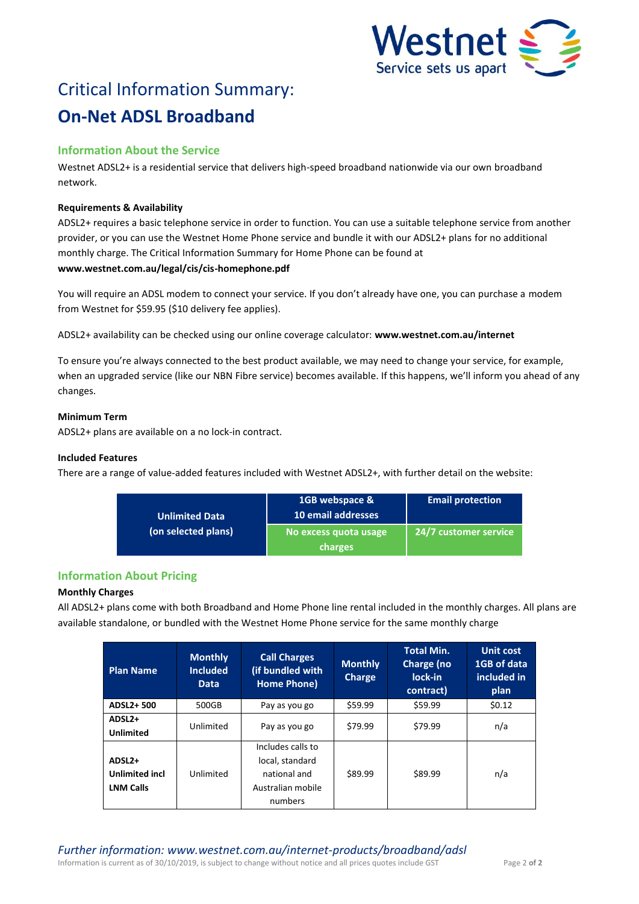# Critical Information Summary:

# On-Net ADSL Broadband

## Information About the Service

Westnet ADSL2+ is a residential service that delivers high-speed broadband nationwide via our own broadband network.

### Requirements & Availability

ADSL2+ requires a basic telephone service in order to function. You can use a suitable telephone service from another provider, or you can use the Westnet Home Phone service and bundle it with our ADSL2+ plans for no additional monthly charge. The Critical Information Summary for Home Phone can be found at **www.westnet.com.au/legal/cis/cis-homephone.pdf**

You will require an ADSL modem to connect your service. If you don't already have one, you can purchase a modem from Westnet for $59.95 ($10 delivery fee applies).

ADSL2+ availability can be checked using our online coverage calculator: **www.westnet.com.au/internet**

To ensure you're always connected to the best product available, we may need to change your service, for example, when an upgraded service (like our NBN Fibre service) becomes available. If this happens, we'll inform you ahead of any changes.

### Minimum Term

ADSL2+ plans are available on a no lock-in contract.

### Included Features

There are a range of value-added features included with Westnet ADSL2+, with further detail on the website:

| Unlimited Data (on selected plans) | 1GB webspace & 10 email addresses | Email protection |
|---|---|---|
| | No excess quota usage charges | 24/7 customer service |

## Information About Pricing

### Monthly Charges

All ADSL2+ plans come with both Broadband and Home Phone line rental included in the monthly charges. All plans are available standalone, or bundled with the Westnet Home Phone service for the same monthly charge

| Plan Name | Monthly Included Data | Call Charges (if bundled with Home Phone) | Monthly Charge | Total Min. Charge (no lock-in contract) | Unit cost 1GB of data included in plan |
|---|---|---|---|---|---|
| **ADSL2+ 500** | 500GB | Pay as you go | $59.99 | $59.99 | $0.12 |
| **ADSL2+ Unlimited** | Unlimited | Pay as you go | $79.99 | $79.99 | n/a |
| **ADSL2+ Unlimited incl LNM Calls** | Unlimited | Includes calls to local, standard national and Australian mobile numbers | $89.99 | $89.99 | n/a |

*Further information: www.westnet.com.au/internet-products/broadband/adsl*

Information is current as of 30/10/2019, is subject to change without notice and all prices quotes include GST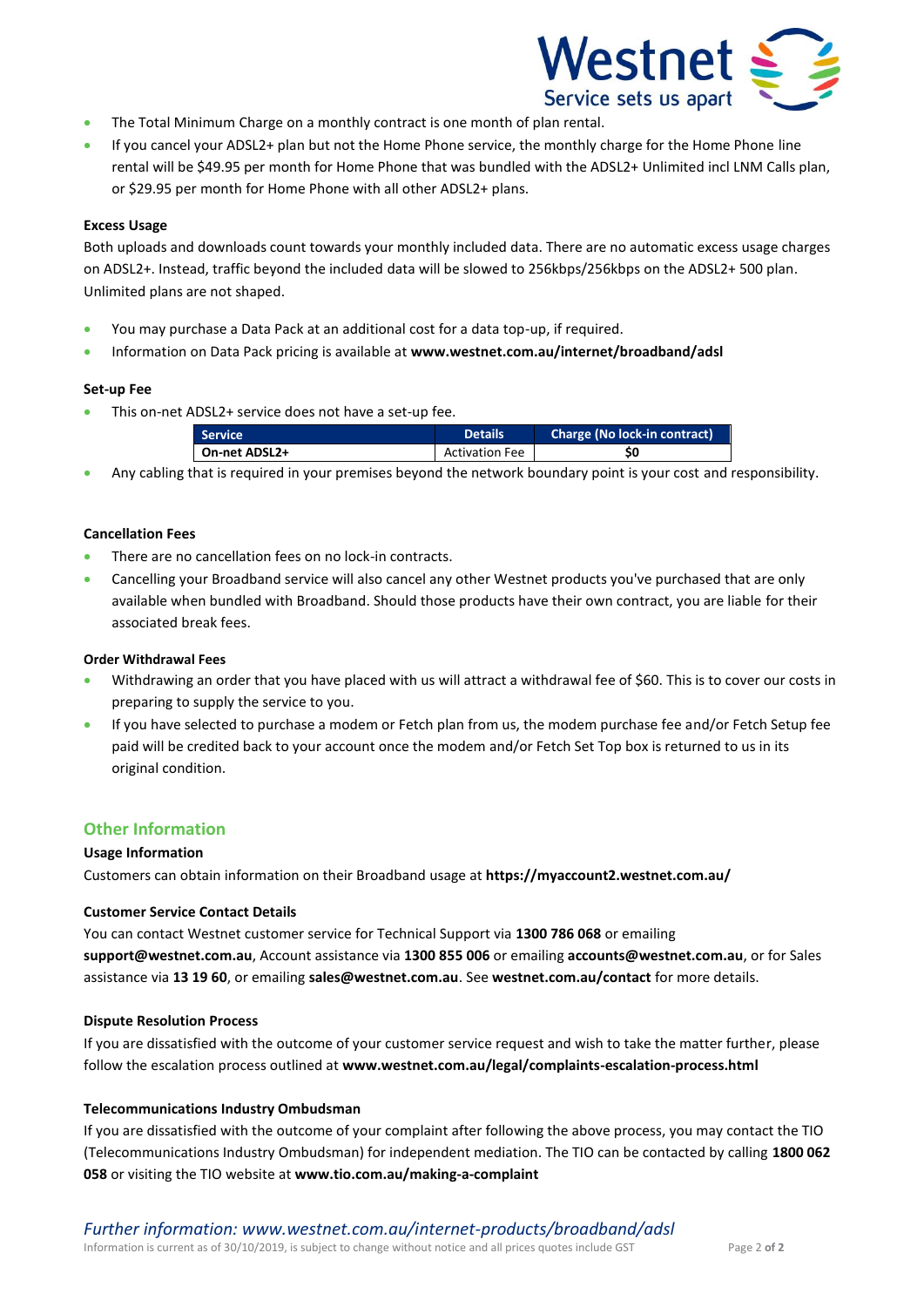- The Total Minimum Charge on a monthly contract is one month of plan rental.
- If you cancel your ADSL2+ plan but not the Home Phone service, the monthly charge for the Home Phone line rental will be $49.95 per month for Home Phone that was bundled with the ADSL2+ Unlimited incl LNM Calls plan, or $29.95 per month for Home Phone with all other ADSL2+ plans.

**Excess Usage**

Both uploads and downloads count towards your monthly included data. There are no automatic excess usage charges on ADSL2+. Instead, traffic beyond the included data will be slowed to 256kbps/256kbps on the ADSL2+ 500 plan. Unlimited plans are not shaped.

- You may purchase a Data Pack at an additional cost for a data top-up, if required.
- Information on Data Pack pricing is available at **www.westnet.com.au/internet/broadband/adsl**

**Set-up Fee**

- This on-net ADSL2+ service does not have a set-up fee.

| Service | Details | Charge (No lock-in contract) |
|---|---|---|
| **On-net ADSL2+** | Activation Fee | **$0** |

- Any cabling that is required in your premises beyond the network boundary point is your cost and responsibility.

**Cancellation Fees**

- There are no cancellation fees on no lock-in contracts.
- Cancelling your Broadband service will also cancel any other Westnet products you've purchased that are only available when bundled with Broadband. Should those products have their own contract, you are liable for their associated break fees.

**Order Withdrawal Fees**

- Withdrawing an order that you have placed with us will attract a withdrawal fee of $60. This is to cover our costs in preparing to supply the service to you.
- If you have selected to purchase a modem or Fetch plan from us, the modem purchase fee and/or Fetch Setup fee paid will be credited back to your account once the modem and/or Fetch Set Top box is returned to us in its original condition.

## Other Information

**Usage Information**

Customers can obtain information on their Broadband usage at **https://myaccount2.westnet.com.au/**

**Customer Service Contact Details**

You can contact Westnet customer service for Technical Support via **1300 786 068** or emailing **support@westnet.com.au**, Account assistance via **1300 855 006** or emailing **accounts@westnet.com.au**, or for Sales assistance via **13 19 60**, or emailing **sales@westnet.com.au**. See **westnet.com.au/contact** for more details.

**Dispute Resolution Process**

If you are dissatisfied with the outcome of your customer service request and wish to take the matter further, please follow the escalation process outlined at **www.westnet.com.au/legal/complaints-escalation-process.html**

**Telecommunications Industry Ombudsman**

If you are dissatisfied with the outcome of your complaint after following the above process, you may contact the TIO (Telecommunications Industry Ombudsman) for independent mediation. The TIO can be contacted by calling **1800 062 058** or visiting the TIO website at **www.tio.com.au/making-a-complaint**

*Further information: www.westnet.com.au/internet-products/broadband/adsl*

Information is current as of 30/10/2019, is subject to change without notice and all prices quotes include GST